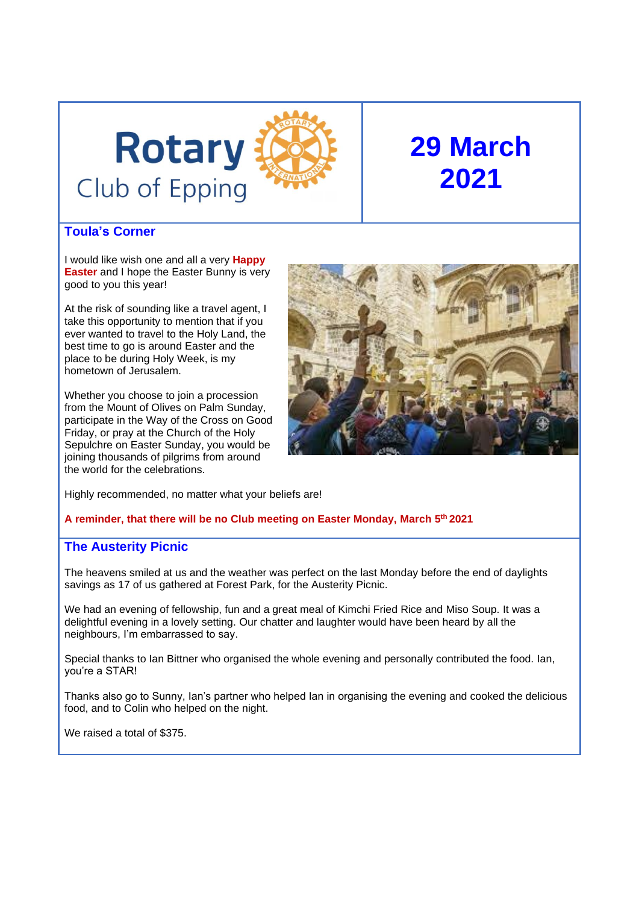# Rotary Club of Epping

# 29 March 2021

## Toula's Corner

I would like wish one and all a very **Happy Easter** and I hope the Easter Bunny is very good to you this year!

At the risk of sounding like a travel agent, I take this opportunity to mention that if you ever wanted to travel to the Holy Land, the best time to go is around Easter and the place to be during Holy Week, is my hometown of Jerusalem.

Whether you choose to join a procession from the Mount of Olives on Palm Sunday, participate in the Way of the Cross on Good Friday, or pray at the Church of the Holy Sepulchre on Easter Sunday, you would be joining thousands of pilgrims from around the world for the celebrations.

Highly recommended, no matter what your beliefs are!

**A reminder, that there will be no Club meeting on Easter Monday, March 5th 2021**

## The Austerity Picnic

The heavens smiled at us and the weather was perfect on the last Monday before the end of daylights savings as 17 of us gathered at Forest Park, for the Austerity Picnic.

We had an evening of fellowship, fun and a great meal of Kimchi Fried Rice and Miso Soup. It was a delightful evening in a lovely setting. Our chatter and laughter would have been heard by all the neighbours, I'm embarrassed to say.

Special thanks to Ian Bittner who organised the whole evening and personally contributed the food. Ian, you're a STAR!

Thanks also go to Sunny, Ian's partner who helped Ian in organising the evening and cooked the delicious food, and to Colin who helped on the night.

We raised a total of $375.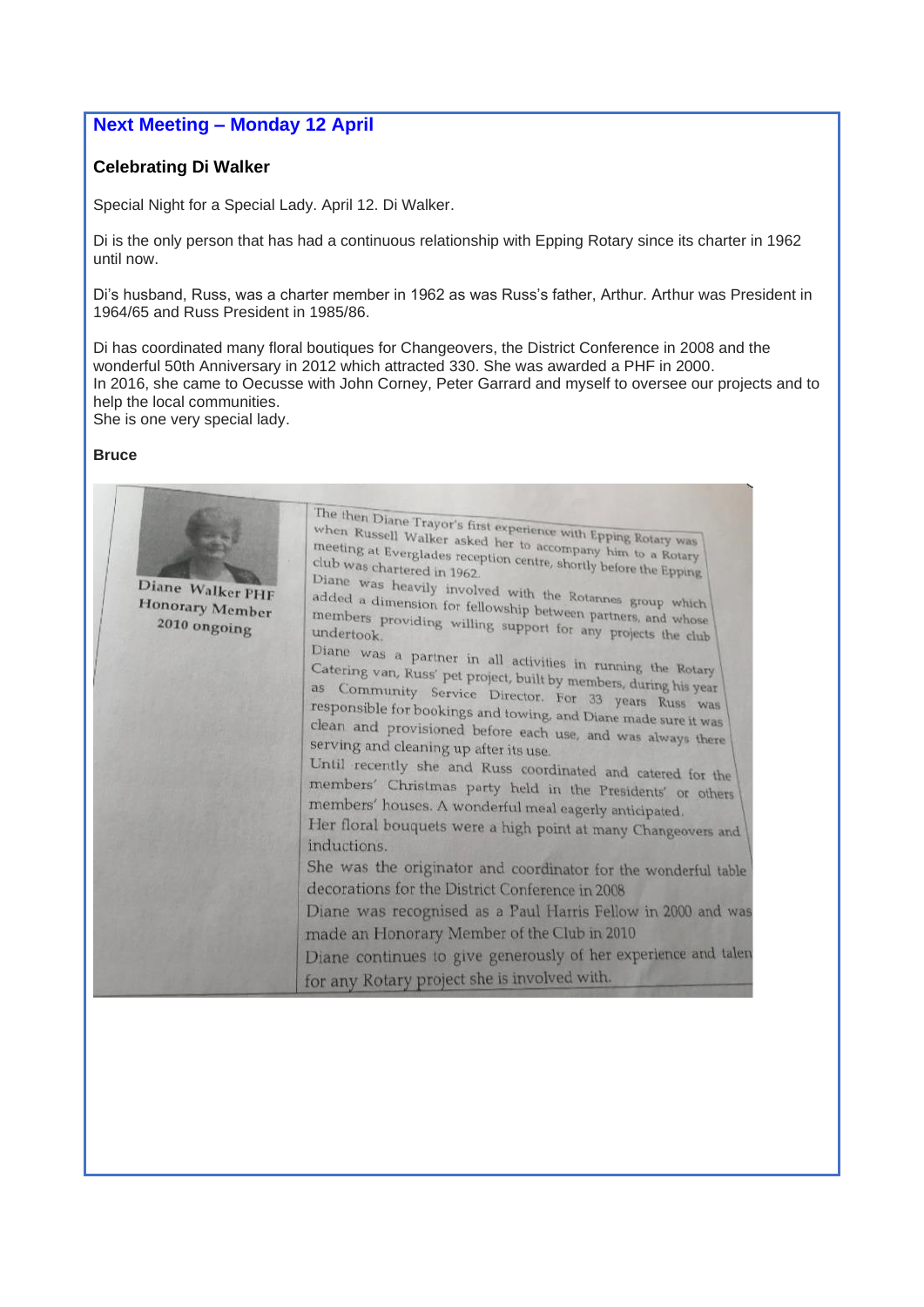## Next Meeting – Monday 12 April

### Celebrating Di Walker

Special Night for a Special Lady. April 12. Di Walker.

Di is the only person that has had a continuous relationship with Epping Rotary since its charter in 1962 until now.

Di's husband, Russ, was a charter member in 1962 as was Russ's father, Arthur. Arthur was President in 1964/65 and Russ President in 1985/86.

Di has coordinated many floral boutiques for Changeovers, the District Conference in 2008 and the wonderful 50th Anniversary in 2012 which attracted 330. She was awarded a PHF in 2000.
In 2016, she came to Oecusse with John Corney, Peter Garrard and myself to oversee our projects and to help the local communities.
She is one very special lady.

**Bruce**

**Diane Walker PHF**
**Honorary Member**
**2010 ongoing**

The then Diane Trayor's first experience with Epping Rotary was when Russell Walker asked her to accompany him to a Rotary meeting at Everglades reception centre, shortly before the Epping club was chartered in 1962.

Diane was heavily involved with the Rotannes group which added a dimension for fellowship between partners, and whose members providing willing support for any projects the club undertook.

Diane was a partner in all activities in running the Rotary Catering van, Russ' pet project, built by members, during his year as Community Service Director. For 33 years Russ was responsible for bookings and towing, and Diane made sure it was clean and provisioned before each use, and was always there serving and cleaning up after its use.

Until recently she and Russ coordinated and catered for the members' Christmas party held in the Presidents' or others members' houses. A wonderful meal eagerly anticipated.

Her floral bouquets were a high point at many Changeovers and inductions.

She was the originator and coordinator for the wonderful table decorations for the District Conference in 2008

Diane was recognised as a Paul Harris Fellow in 2000 and was made an Honorary Member of the Club in 2010

Diane continues to give generously of her experience and talen for any Rotary project she is involved with.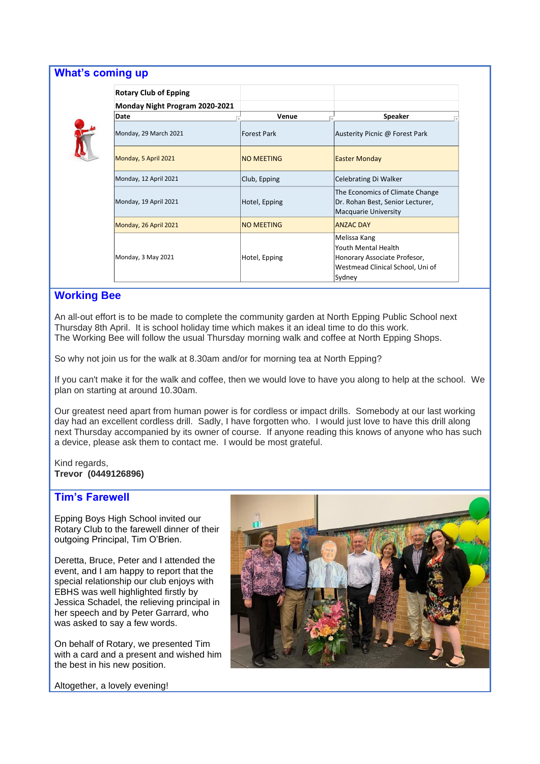## What's coming up

**Rotary Club of Epping**

**Monday Night Program 2020-2021**

| Date | Venue | Speaker |
|---|---|---|
| Monday, 29 March 2021 | Forest Park | Austerity Picnic @ Forest Park |
| Monday, 5 April 2021 | NO MEETING | Easter Monday |
| Monday, 12 April 2021 | Club, Epping | Celebrating Di Walker |
| Monday, 19 April 2021 | Hotel, Epping | The Economics of Climate Change Dr. Rohan Best, Senior Lecturer, Macquarie University |
| Monday, 26 April 2021 | NO MEETING | ANZAC DAY |
| Monday, 3 May 2021 | Hotel, Epping | Melissa Kang Youth Mental Health Honorary Associate Profesor, Westmead Clinical School, Uni of Sydney |

## Working Bee

An all-out effort is to be made to complete the community garden at North Epping Public School next Thursday 8th April. It is school holiday time which makes it an ideal time to do this work.
The Working Bee will follow the usual Thursday morning walk and coffee at North Epping Shops.

So why not join us for the walk at 8.30am and/or for morning tea at North Epping?

If you can't make it for the walk and coffee, then we would love to have you along to help at the school. We plan on starting at around 10.30am.

Our greatest need apart from human power is for cordless or impact drills. Somebody at our last working day had an excellent cordless drill. Sadly, I have forgotten who. I would just love to have this drill along next Thursday accompanied by its owner of course. If anyone reading this knows of anyone who has such a device, please ask them to contact me. I would be most grateful.

Kind regards,
**Trevor (0449126896)**

## Tim's Farewell

Epping Boys High School invited our Rotary Club to the farewell dinner of their outgoing Principal, Tim O'Brien.

Deretta, Bruce, Peter and I attended the event, and I am happy to report that the special relationship our club enjoys with EBHS was well highlighted firstly by Jessica Schadel, the relieving principal in her speech and by Peter Garrard, who was asked to say a few words.

On behalf of Rotary, we presented Tim with a card and a present and wished him the best in his new position.

Altogether, a lovely evening!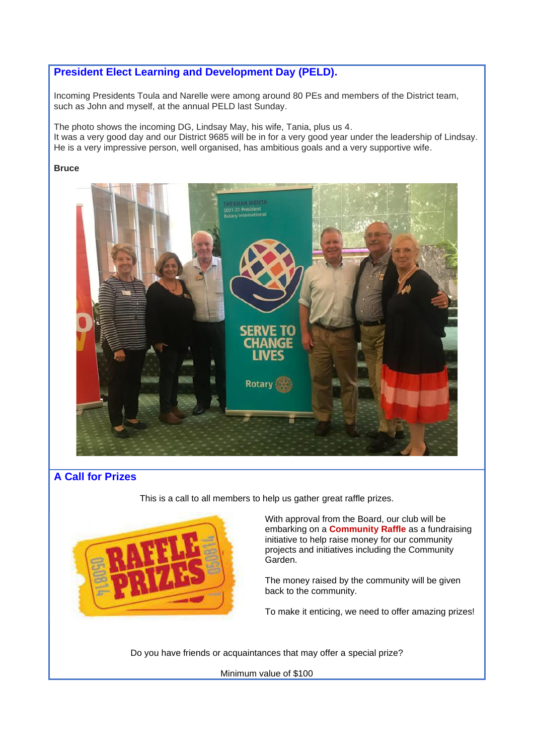## President Elect Learning and Development Day (PELD).

Incoming Presidents Toula and Narelle were among around 80 PEs and members of the District team, such as John and myself, at the annual PELD last Sunday.

The photo shows the incoming DG, Lindsay May, his wife, Tania, plus us 4.
It was a very good day and our District 9685 will be in for a very good year under the leadership of Lindsay. He is a very impressive person, well organised, has ambitious goals and a very supportive wife.

**Bruce**

## A Call for Prizes

This is a call to all members to help us gather great raffle prizes.

With approval from the Board, our club will be embarking on a **Community Raffle** as a fundraising initiative to help raise money for our community projects and initiatives including the Community Garden.

The money raised by the community will be given back to the community.

To make it enticing, we need to offer amazing prizes!

Do you have friends or acquaintances that may offer a special prize?

Minimum value of $100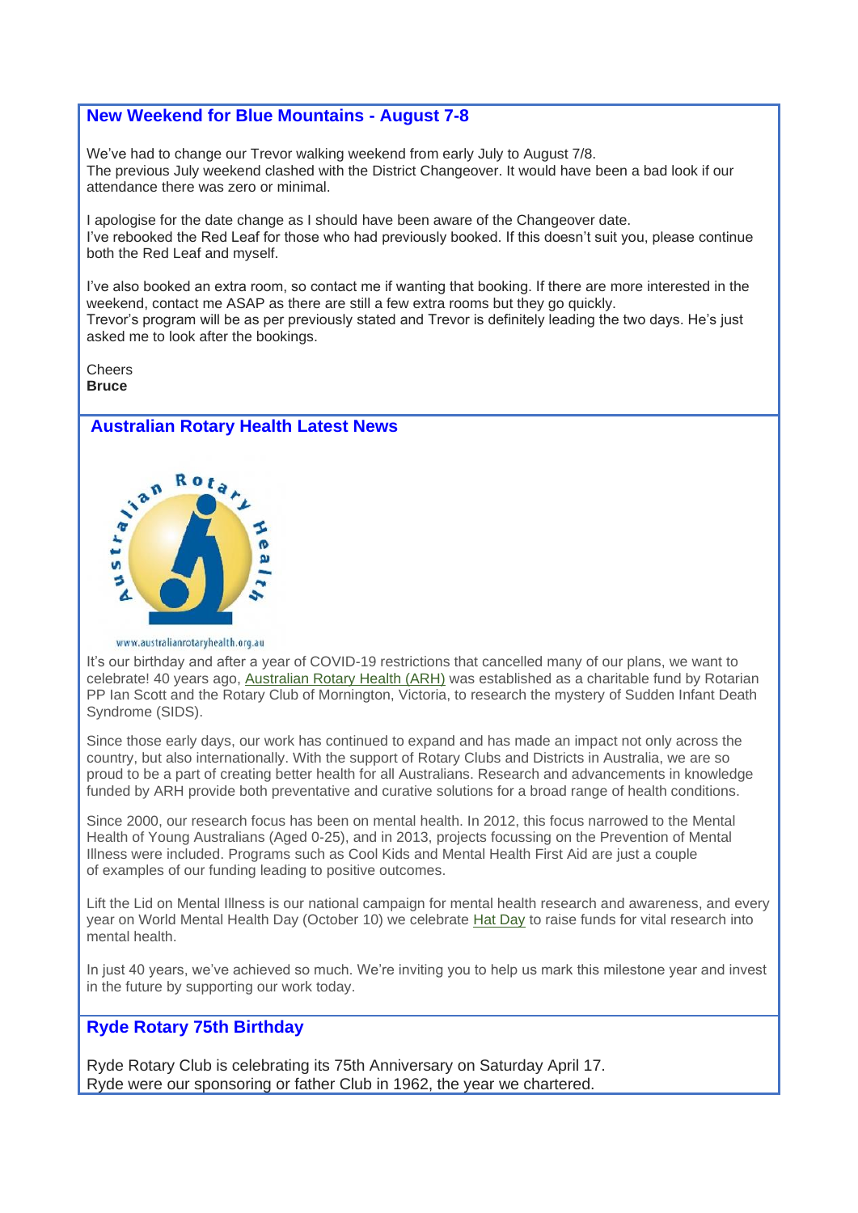## New Weekend for Blue Mountains - August 7-8

We've had to change our Trevor walking weekend from early July to August 7/8.
The previous July weekend clashed with the District Changeover. It would have been a bad look if our attendance there was zero or minimal.

I apologise for the date change as I should have been aware of the Changeover date.
I've rebooked the Red Leaf for those who had previously booked. If this doesn't suit you, please continue both the Red Leaf and myself.

I've also booked an extra room, so contact me if wanting that booking. If there are more interested in the weekend, contact me ASAP as there are still a few extra rooms but they go quickly.
Trevor's program will be as per previously stated and Trevor is definitely leading the two days. He's just asked me to look after the bookings.

Cheers
**Bruce**

## Australian Rotary Health Latest News

www.australianrotaryhealth.org.au

It's our birthday and after a year of COVID-19 restrictions that cancelled many of our plans, we want to celebrate! 40 years ago, Australian Rotary Health (ARH) was established as a charitable fund by Rotarian PP Ian Scott and the Rotary Club of Mornington, Victoria, to research the mystery of Sudden Infant Death Syndrome (SIDS).

Since those early days, our work has continued to expand and has made an impact not only across the country, but also internationally. With the support of Rotary Clubs and Districts in Australia, we are so proud to be a part of creating better health for all Australians. Research and advancements in knowledge funded by ARH provide both preventative and curative solutions for a broad range of health conditions.

Since 2000, our research focus has been on mental health. In 2012, this focus narrowed to the Mental Health of Young Australians (Aged 0-25), and in 2013, projects focussing on the Prevention of Mental Illness were included. Programs such as Cool Kids and Mental Health First Aid are just a couple of examples of our funding leading to positive outcomes.

Lift the Lid on Mental Illness is our national campaign for mental health research and awareness, and every year on World Mental Health Day (October 10) we celebrate Hat Day to raise funds for vital research into mental health.

In just 40 years, we've achieved so much. We're inviting you to help us mark this milestone year and invest in the future by supporting our work today.

## Ryde Rotary 75th Birthday

Ryde Rotary Club is celebrating its 75th Anniversary on Saturday April 17.
Ryde were our sponsoring or father Club in 1962, the year we chartered.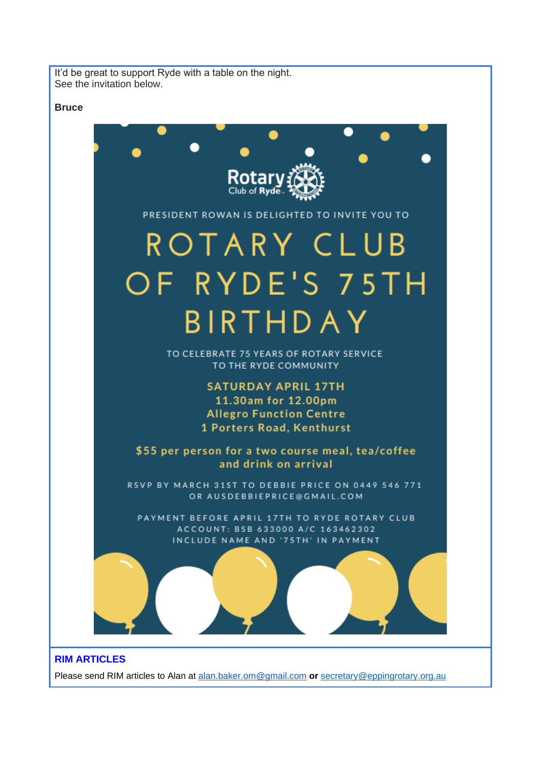It'd be great to support Ryde with a table on the night.
See the invitation below.

**Bruce**

Rotary
Club of Ryde

PRESIDENT ROWAN IS DELIGHTED TO INVITE YOU TO

# ROTARY CLUB OF RYDE'S 75TH BIRTHDAY

TO CELEBRATE 75 YEARS OF ROTARY SERVICE
TO THE RYDE COMMUNITY

**SATURDAY APRIL 17TH**
**11.30am for 12.00pm**
**Allegro Function Centre**
**1 Porters Road, Kenthurst**

**$55 per person for a two course meal, tea/coffee and drink on arrival**

RSVP BY MARCH 31ST TO DEBBIE PRICE ON 0449 546 771
OR AUSDEBBIEPRICE@GMAIL.COM

PAYMENT BEFORE APRIL 17TH TO RYDE ROTARY CLUB
ACCOUNT: BSB 633000 A/C 163462302
INCLUDE NAME AND '75TH' IN PAYMENT

## RIM ARTICLES

Please send RIM articles to Alan at alan.baker.om@gmail.com **or** secretary@eppingrotary.org.au